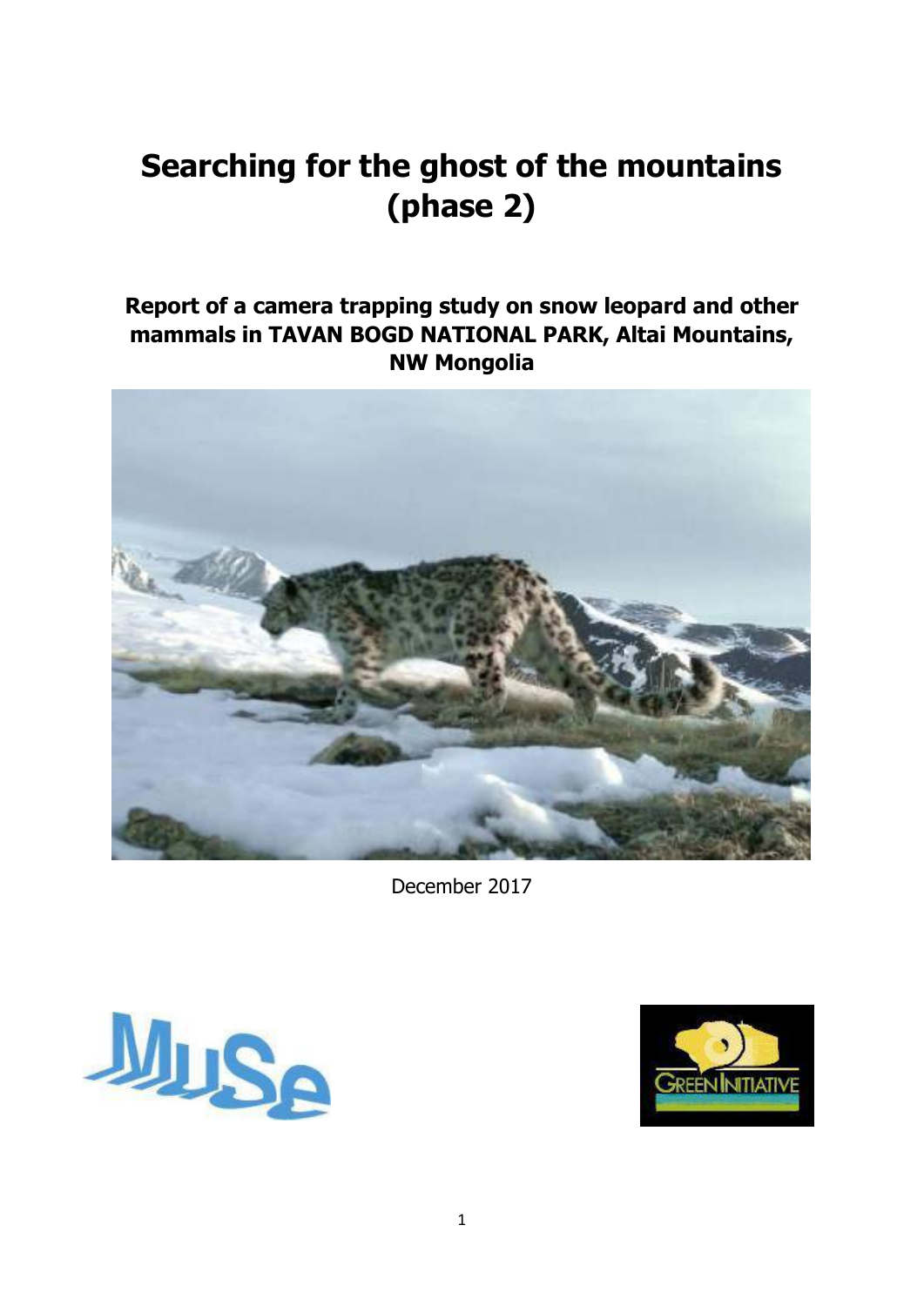# Searching for the ghost of the mountains (phase 2)

**Report of a camera trapping study on snow leopard and other mammals in TAVAN BOGD NATIONAL PARK, Altai Mountains, NW Mongolia**

December 2017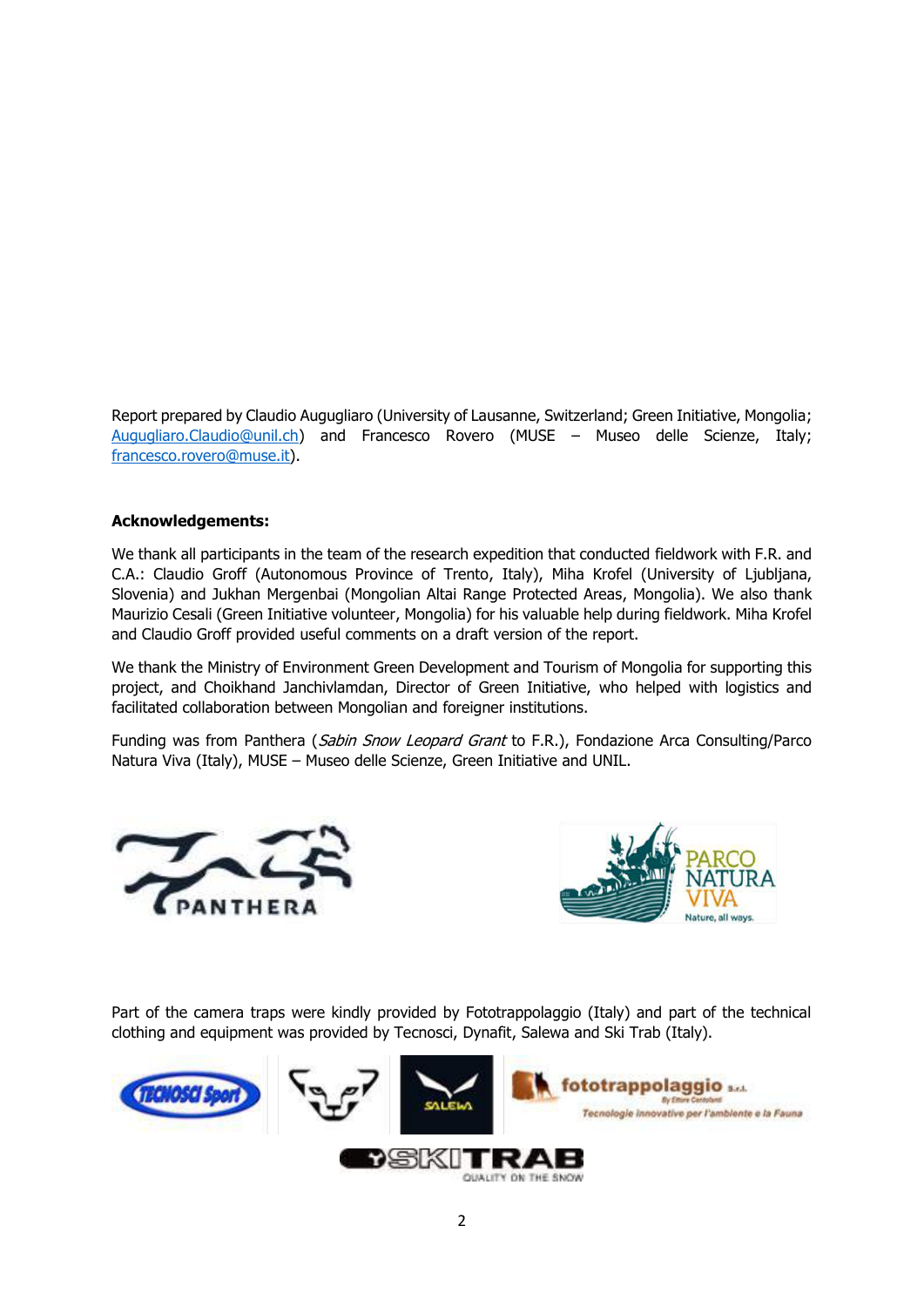Report prepared by Claudio Augugliaro (University of Lausanne, Switzerland; Green Initiative, Mongolia; Augugliaro.Claudio@unil.ch) and Francesco Rovero (MUSE – Museo delle Scienze, Italy; francesco.rovero@muse.it).

**Acknowledgements:**

We thank all participants in the team of the research expedition that conducted fieldwork with F.R. and C.A.: Claudio Groff (Autonomous Province of Trento, Italy), Miha Krofel (University of Ljubljana, Slovenia) and Jukhan Mergenbai (Mongolian Altai Range Protected Areas, Mongolia). We also thank Maurizio Cesali (Green Initiative volunteer, Mongolia) for his valuable help during fieldwork. Miha Krofel and Claudio Groff provided useful comments on a draft version of the report.

We thank the Ministry of Environment Green Development and Tourism of Mongolia for supporting this project, and Choikhand Janchivlamdan, Director of Green Initiative, who helped with logistics and facilitated collaboration between Mongolian and foreigner institutions.

Funding was from Panthera (*Sabin Snow Leopard Grant* to F.R.), Fondazione Arca Consulting/Parco Natura Viva (Italy), MUSE – Museo delle Scienze, Green Initiative and UNIL.

Part of the camera traps were kindly provided by Fototrappolaggio (Italy) and part of the technical clothing and equipment was provided by Tecnosci, Dynafit, Salewa and Ski Trab (Italy).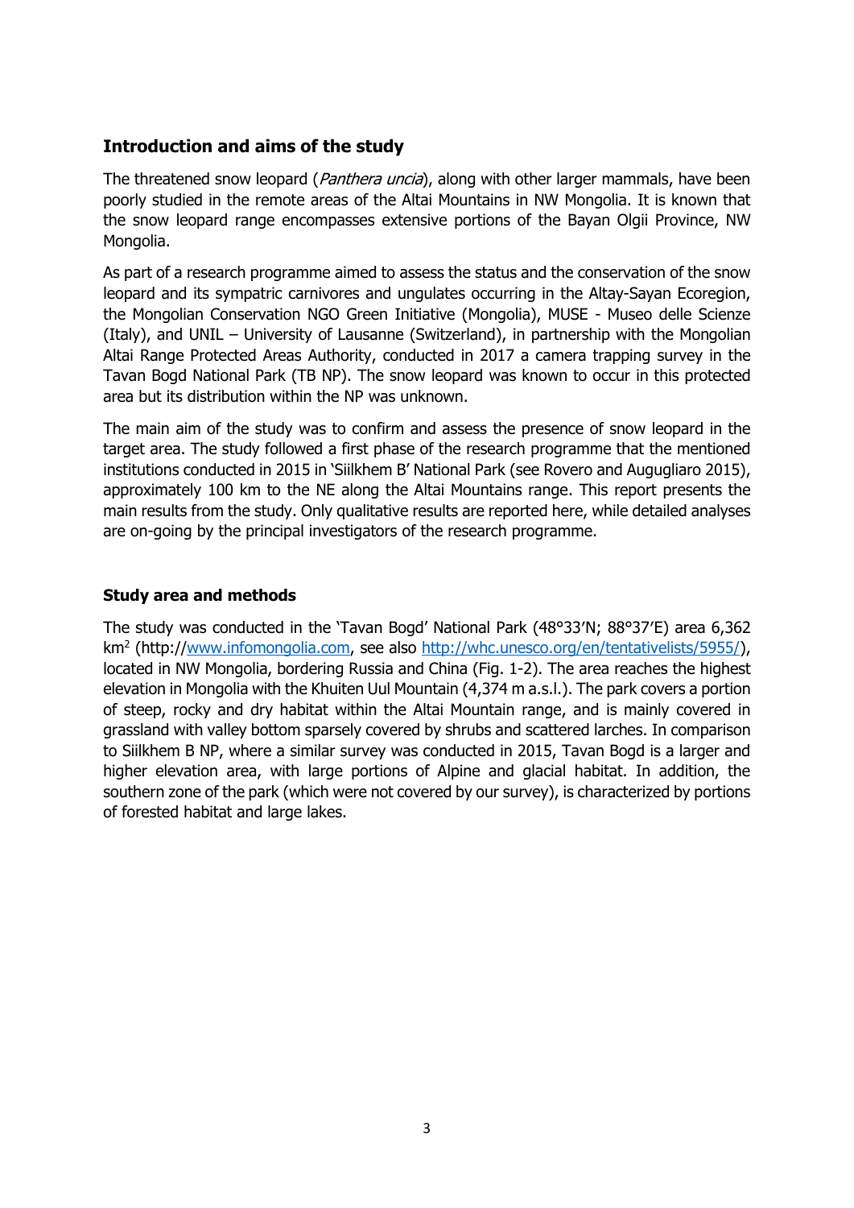## Introduction and aims of the study

The threatened snow leopard (*Panthera uncia*), along with other larger mammals, have been poorly studied in the remote areas of the Altai Mountains in NW Mongolia. It is known that the snow leopard range encompasses extensive portions of the Bayan Olgii Province, NW Mongolia.

As part of a research programme aimed to assess the status and the conservation of the snow leopard and its sympatric carnivores and ungulates occurring in the Altay-Sayan Ecoregion, the Mongolian Conservation NGO Green Initiative (Mongolia), MUSE - Museo delle Scienze (Italy), and UNIL – University of Lausanne (Switzerland), in partnership with the Mongolian Altai Range Protected Areas Authority, conducted in 2017 a camera trapping survey in the Tavan Bogd National Park (TB NP). The snow leopard was known to occur in this protected area but its distribution within the NP was unknown.

The main aim of the study was to confirm and assess the presence of snow leopard in the target area. The study followed a first phase of the research programme that the mentioned institutions conducted in 2015 in 'Siilkhem B' National Park (see Rovero and Augugliaro 2015), approximately 100 km to the NE along the Altai Mountains range. This report presents the main results from the study. Only qualitative results are reported here, while detailed analyses are on-going by the principal investigators of the research programme.

### Study area and methods

The study was conducted in the 'Tavan Bogd' National Park (48°33'N; 88°37'E) area 6,362 $km^2$ (http://www.infomongolia.com, see also http://whc.unesco.org/en/tentativelists/5955/), located in NW Mongolia, bordering Russia and China (Fig. 1-2). The area reaches the highest elevation in Mongolia with the Khuiten Uul Mountain (4,374 m a.s.l.). The park covers a portion of steep, rocky and dry habitat within the Altai Mountain range, and is mainly covered in grassland with valley bottom sparsely covered by shrubs and scattered larches. In comparison to Siilkhem B NP, where a similar survey was conducted in 2015, Tavan Bogd is a larger and higher elevation area, with large portions of Alpine and glacial habitat. In addition, the southern zone of the park (which were not covered by our survey), is characterized by portions of forested habitat and large lakes.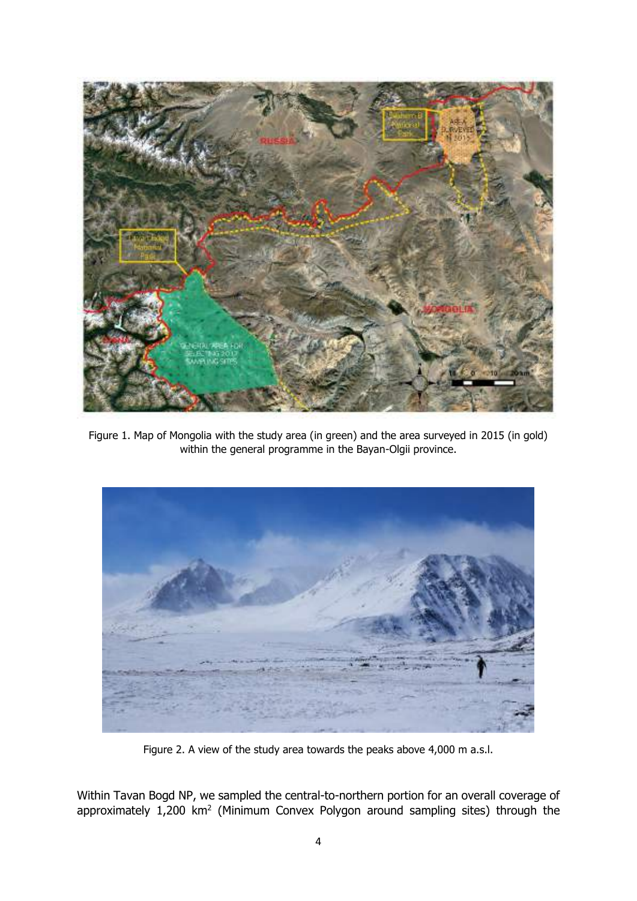Figure 1. Map of Mongolia with the study area (in green) and the area surveyed in 2015 (in gold) within the general programme in the Bayan-Olgii province.

Figure 2. A view of the study area towards the peaks above 4,000 m a.s.l.

Within Tavan Bogd NP, we sampled the central-to-northern portion for an overall coverage of approximately 1,200 km$^2$ (Minimum Convex Polygon around sampling sites) through the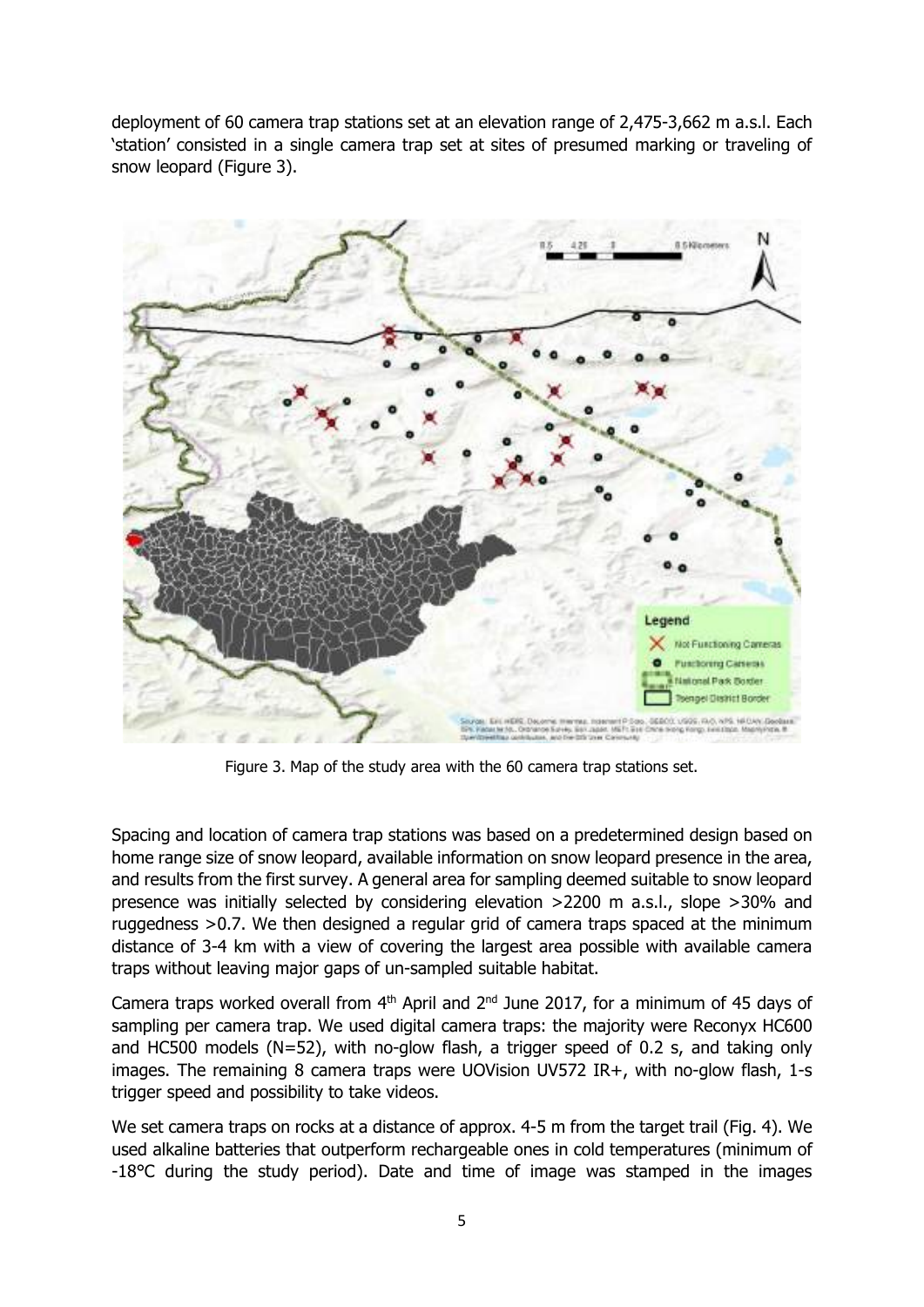deployment of 60 camera trap stations set at an elevation range of 2,475-3,662 m a.s.l. Each 'station' consisted in a single camera trap set at sites of presumed marking or traveling of snow leopard (Figure 3).

Figure 3. Map of the study area with the 60 camera trap stations set.

Spacing and location of camera trap stations was based on a predetermined design based on home range size of snow leopard, available information on snow leopard presence in the area, and results from the first survey. A general area for sampling deemed suitable to snow leopard presence was initially selected by considering elevation >2200 m a.s.l., slope >30% and ruggedness >0.7. We then designed a regular grid of camera traps spaced at the minimum distance of 3-4 km with a view of covering the largest area possible with available camera traps without leaving major gaps of un-sampled suitable habitat.

Camera traps worked overall from 4th April and 2nd June 2017, for a minimum of 45 days of sampling per camera trap. We used digital camera traps: the majority were Reconyx HC600 and HC500 models (N=52), with no-glow flash, a trigger speed of 0.2 s, and taking only images. The remaining 8 camera traps were UOVision UV572 IR+, with no-glow flash, 1-s trigger speed and possibility to take videos.

We set camera traps on rocks at a distance of approx. 4-5 m from the target trail (Fig. 4). We used alkaline batteries that outperform rechargeable ones in cold temperatures (minimum of -18°C during the study period). Date and time of image was stamped in the images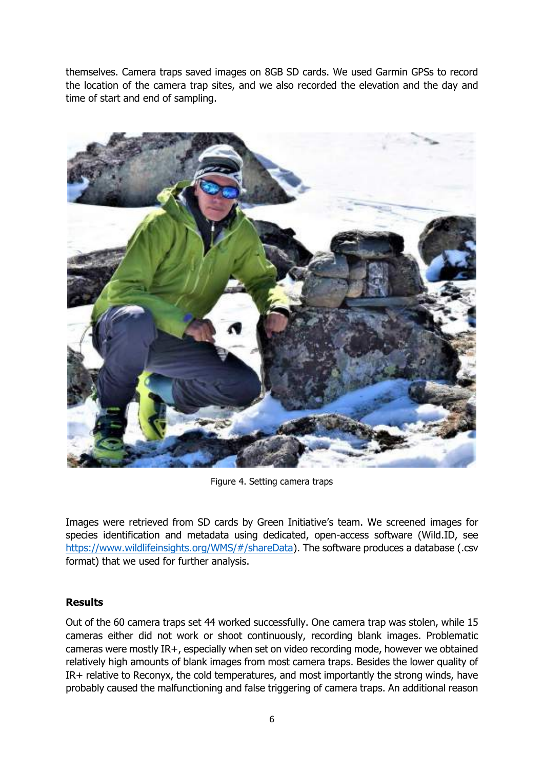themselves. Camera traps saved images on 8GB SD cards. We used Garmin GPSs to record the location of the camera trap sites, and we also recorded the elevation and the day and time of start and end of sampling.

Figure 4. Setting camera traps

Images were retrieved from SD cards by Green Initiative's team. We screened images for species identification and metadata using dedicated, open-access software (Wild.ID, see https://www.wildlifeinsights.org/WMS/#/shareData). The software produces a database (.csv format) that we used for further analysis.

## Results

Out of the 60 camera traps set 44 worked successfully. One camera trap was stolen, while 15 cameras either did not work or shoot continuously, recording blank images. Problematic cameras were mostly IR+, especially when set on video recording mode, however we obtained relatively high amounts of blank images from most camera traps. Besides the lower quality of IR+ relative to Reconyx, the cold temperatures, and most importantly the strong winds, have probably caused the malfunctioning and false triggering of camera traps. An additional reason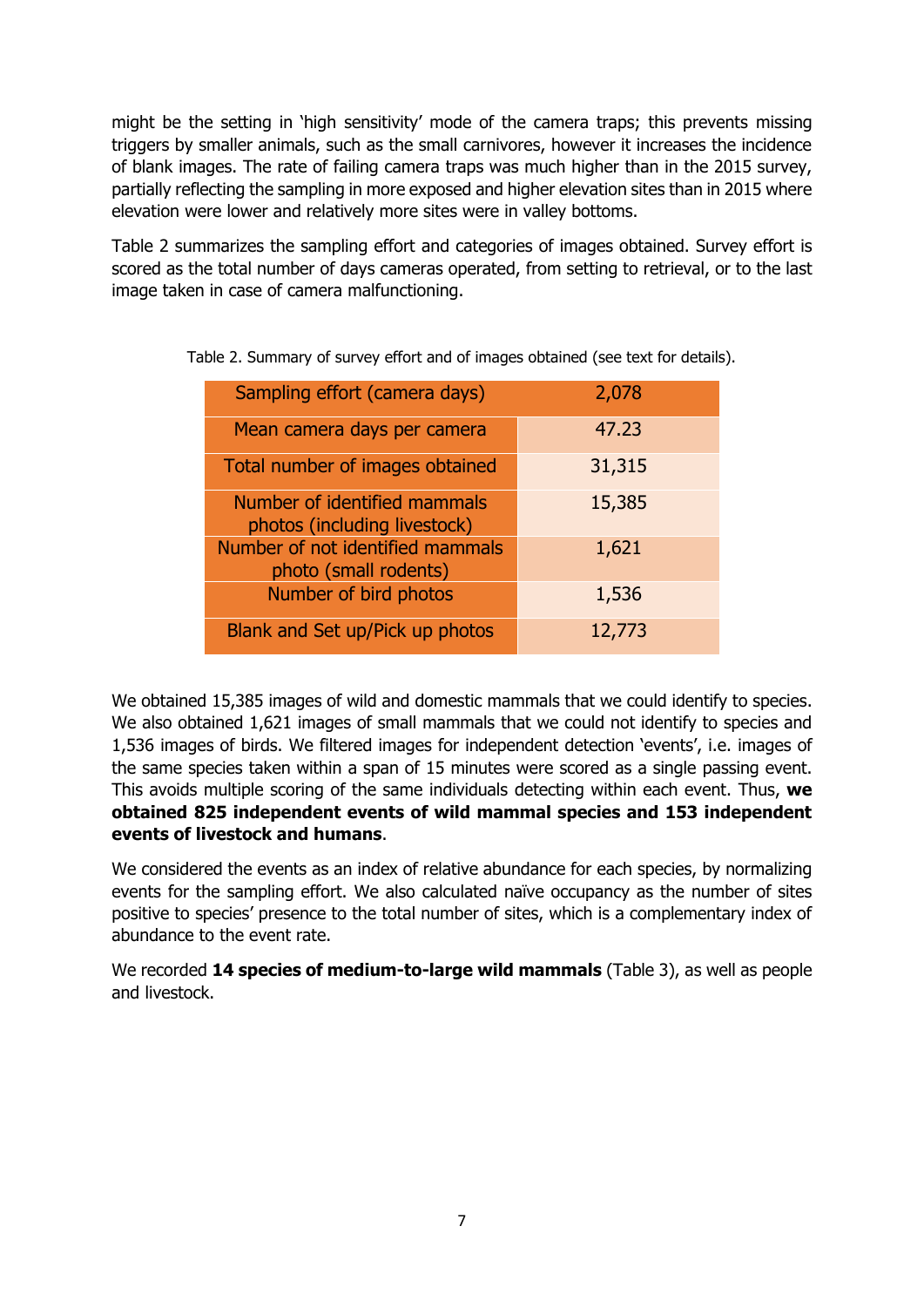might be the setting in 'high sensitivity' mode of the camera traps; this prevents missing triggers by smaller animals, such as the small carnivores, however it increases the incidence of blank images. The rate of failing camera traps was much higher than in the 2015 survey, partially reflecting the sampling in more exposed and higher elevation sites than in 2015 where elevation were lower and relatively more sites were in valley bottoms.

Table 2 summarizes the sampling effort and categories of images obtained. Survey effort is scored as the total number of days cameras operated, from setting to retrieval, or to the last image taken in case of camera malfunctioning.

Table 2. Summary of survey effort and of images obtained (see text for details).

| Sampling effort (camera days) | 2,078 |
|---|---|
| Mean camera days per camera | 47.23 |
| Total number of images obtained | 31,315 |
| Number of identified mammals photos (including livestock) | 15,385 |
| Number of not identified mammals photo (small rodents) | 1,621 |
| Number of bird photos | 1,536 |
| Blank and Set up/Pick up photos | 12,773 |

We obtained 15,385 images of wild and domestic mammals that we could identify to species. We also obtained 1,621 images of small mammals that we could not identify to species and 1,536 images of birds. We filtered images for independent detection 'events', i.e. images of the same species taken within a span of 15 minutes were scored as a single passing event. This avoids multiple scoring of the same individuals detecting within each event. Thus, **we obtained 825 independent events of wild mammal species and 153 independent events of livestock and humans**.

We considered the events as an index of relative abundance for each species, by normalizing events for the sampling effort. We also calculated naïve occupancy as the number of sites positive to species' presence to the total number of sites, which is a complementary index of abundance to the event rate.

We recorded **14 species of medium-to-large wild mammals** (Table 3), as well as people and livestock.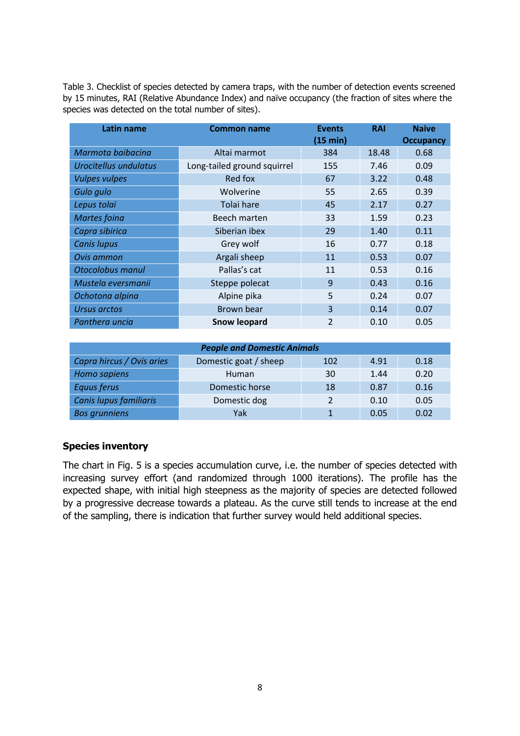Table 3. Checklist of species detected by camera traps, with the number of detection events screened by 15 minutes, RAI (Relative Abundance Index) and naïve occupancy (the fraction of sites where the species was detected on the total number of sites).

| Latin name | Common name | Events (15 min) | RAI | Naive Occupancy |
|---|---|---|---|---|
| *Marmota baibacina* | Altai marmot | 384 | 18.48 | 0.68 |
| *Urocitellus undulatus* | Long-tailed ground squirrel | 155 | 7.46 | 0.09 |
| *Vulpes vulpes* | Red fox | 67 | 3.22 | 0.48 |
| *Gulo gulo* | Wolverine | 55 | 2.65 | 0.39 |
| *Lepus tolai* | Tolai hare | 45 | 2.17 | 0.27 |
| *Martes foina* | Beech marten | 33 | 1.59 | 0.23 |
| *Capra sibirica* | Siberian ibex | 29 | 1.40 | 0.11 |
| *Canis lupus* | Grey wolf | 16 | 0.77 | 0.18 |
| *Ovis ammon* | Argali sheep | 11 | 0.53 | 0.07 |
| *Otocolobus manul* | Pallas's cat | 11 | 0.53 | 0.16 |
| *Mustela eversmanii* | Steppe polecat | 9 | 0.43 | 0.16 |
| *Ochotona alpina* | Alpine pika | 5 | 0.24 | 0.07 |
| *Ursus arctos* | Brown bear | 3 | 0.14 | 0.07 |
| *Panthera uncia* | **Snow leopard** | 2 | 0.10 | 0.05 |
| ***People and Domestic Animals*** | | | | |
| *Capra hircus / Ovis aries* | Domestic goat / sheep | 102 | 4.91 | 0.18 |
| *Homo sapiens* | Human | 30 | 1.44 | 0.20 |
| *Equus ferus* | Domestic horse | 18 | 0.87 | 0.16 |
| *Canis lupus familiaris* | Domestic dog | 2 | 0.10 | 0.05 |
| *Bos grunniens* | Yak | 1 | 0.05 | 0.02 |

## Species inventory

The chart in Fig. 5 is a species accumulation curve, i.e. the number of species detected with increasing survey effort (and randomized through 1000 iterations). The profile has the expected shape, with initial high steepness as the majority of species are detected followed by a progressive decrease towards a plateau. As the curve still tends to increase at the end of the sampling, there is indication that further survey would held additional species.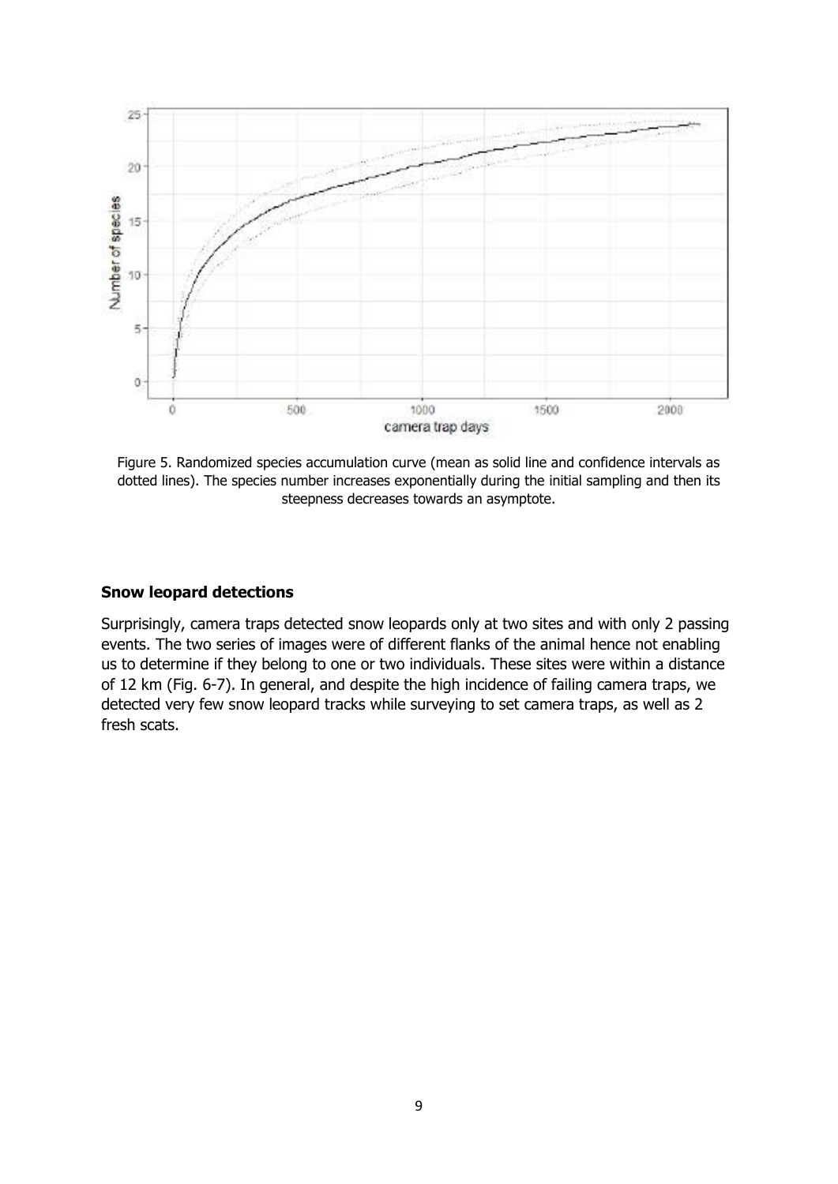Figure 5. Randomized species accumulation curve (mean as solid line and confidence intervals as dotted lines). The species number increases exponentially during the initial sampling and then its steepness decreases towards an asymptote.

**Snow leopard detections**

Surprisingly, camera traps detected snow leopards only at two sites and with only 2 passing events. The two series of images were of different flanks of the animal hence not enabling us to determine if they belong to one or two individuals. These sites were within a distance of 12 km (Fig. 6-7). In general, and despite the high incidence of failing camera traps, we detected very few snow leopard tracks while surveying to set camera traps, as well as 2 fresh scats.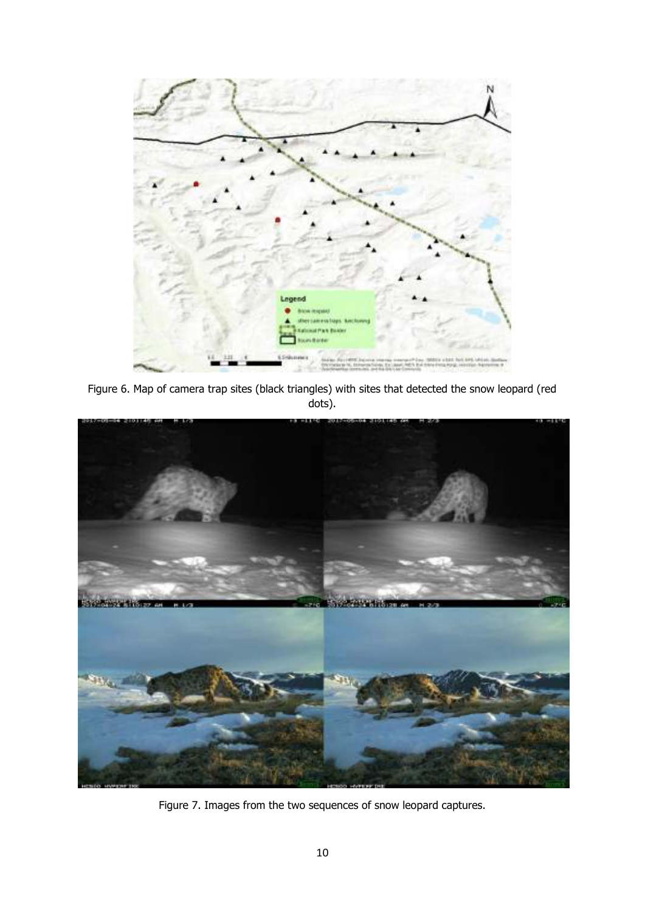Figure 6. Map of camera trap sites (black triangles) with sites that detected the snow leopard (red dots).

Figure 7. Images from the two sequences of snow leopard captures.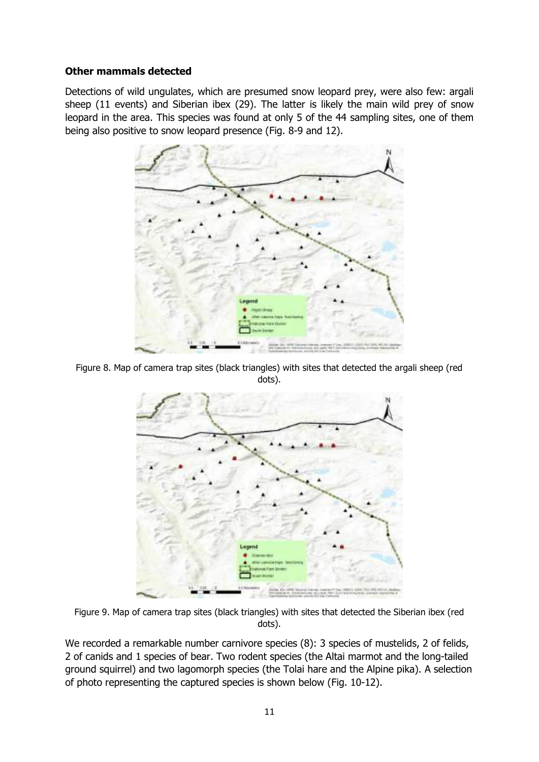### Other mammals detected

Detections of wild ungulates, which are presumed snow leopard prey, were also few: argali sheep (11 events) and Siberian ibex (29). The latter is likely the main wild prey of snow leopard in the area. This species was found at only 5 of the 44 sampling sites, one of them being also positive to snow leopard presence (Fig. 8-9 and 12).

Figure 8. Map of camera trap sites (black triangles) with sites that detected the argali sheep (red dots).

Figure 9. Map of camera trap sites (black triangles) with sites that detected the Siberian ibex (red dots).

We recorded a remarkable number carnivore species (8): 3 species of mustelids, 2 of felids, 2 of canids and 1 species of bear. Two rodent species (the Altai marmot and the long-tailed ground squirrel) and two lagomorph species (the Tolai hare and the Alpine pika). A selection of photo representing the captured species is shown below (Fig. 10-12).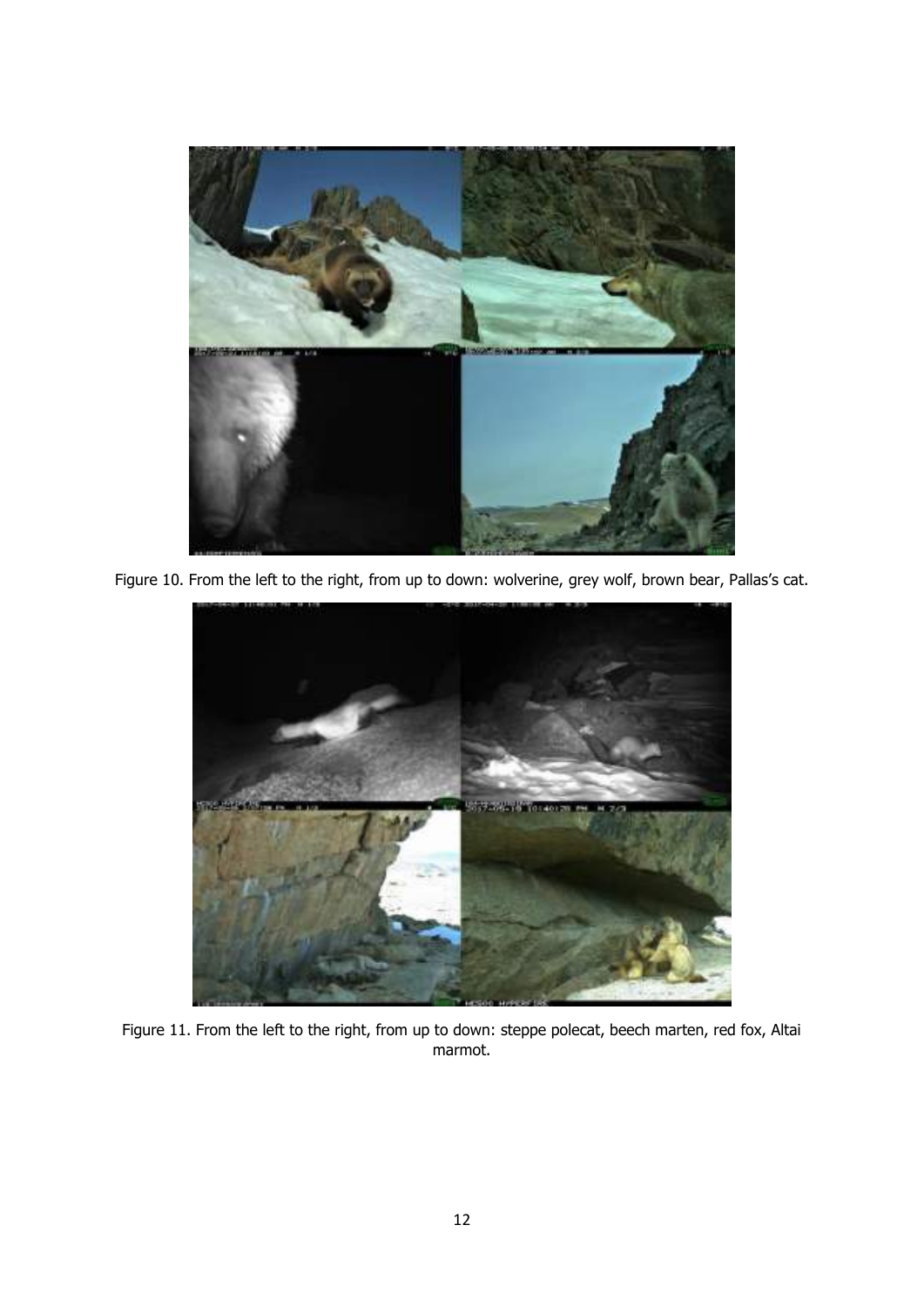Figure 10. From the left to the right, from up to down: wolverine, grey wolf, brown bear, Pallas's cat.

Figure 11. From the left to the right, from up to down: steppe polecat, beech marten, red fox, Altai marmot.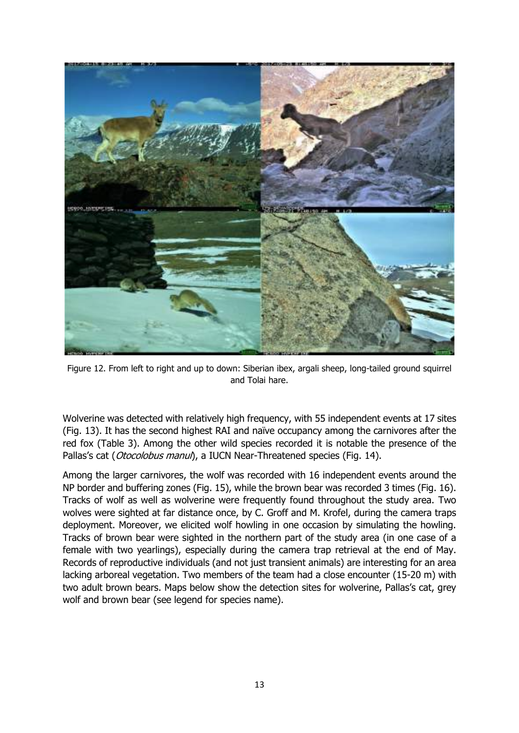Figure 12. From left to right and up to down: Siberian ibex, argali sheep, long-tailed ground squirrel and Tolai hare.

Wolverine was detected with relatively high frequency, with 55 independent events at 17 sites (Fig. 13). It has the second highest RAI and naïve occupancy among the carnivores after the red fox (Table 3). Among the other wild species recorded it is notable the presence of the Pallas's cat (*Otocolobus manul*), a IUCN Near-Threatened species (Fig. 14).

Among the larger carnivores, the wolf was recorded with 16 independent events around the NP border and buffering zones (Fig. 15), while the brown bear was recorded 3 times (Fig. 16). Tracks of wolf as well as wolverine were frequently found throughout the study area. Two wolves were sighted at far distance once, by C. Groff and M. Krofel, during the camera traps deployment. Moreover, we elicited wolf howling in one occasion by simulating the howling. Tracks of brown bear were sighted in the northern part of the study area (in one case of a female with two yearlings), especially during the camera trap retrieval at the end of May. Records of reproductive individuals (and not just transient animals) are interesting for an area lacking arboreal vegetation. Two members of the team had a close encounter (15-20 m) with two adult brown bears. Maps below show the detection sites for wolverine, Pallas's cat, grey wolf and brown bear (see legend for species name).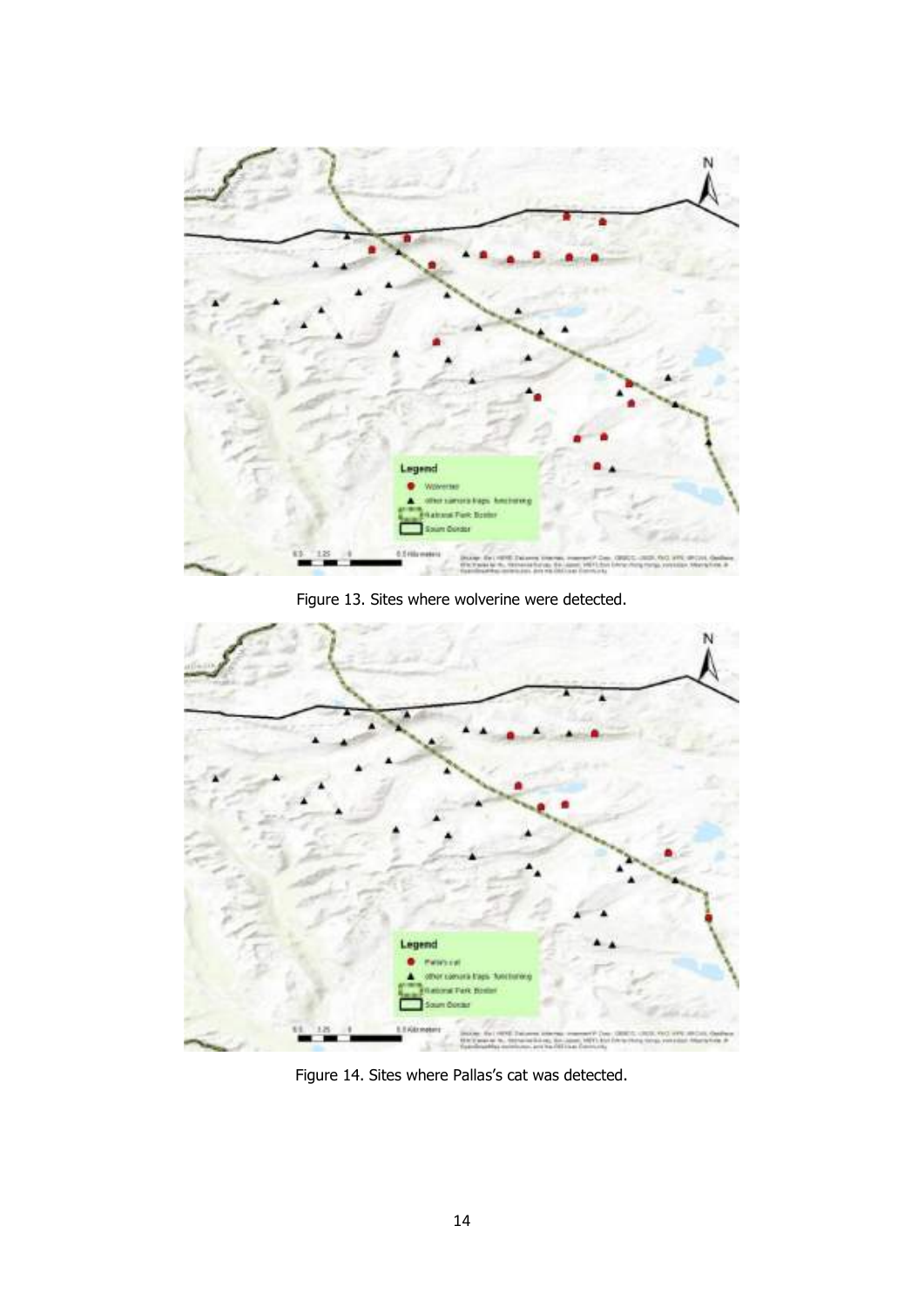Figure 13. Sites where wolverine were detected.

Figure 14. Sites where Pallas's cat was detected.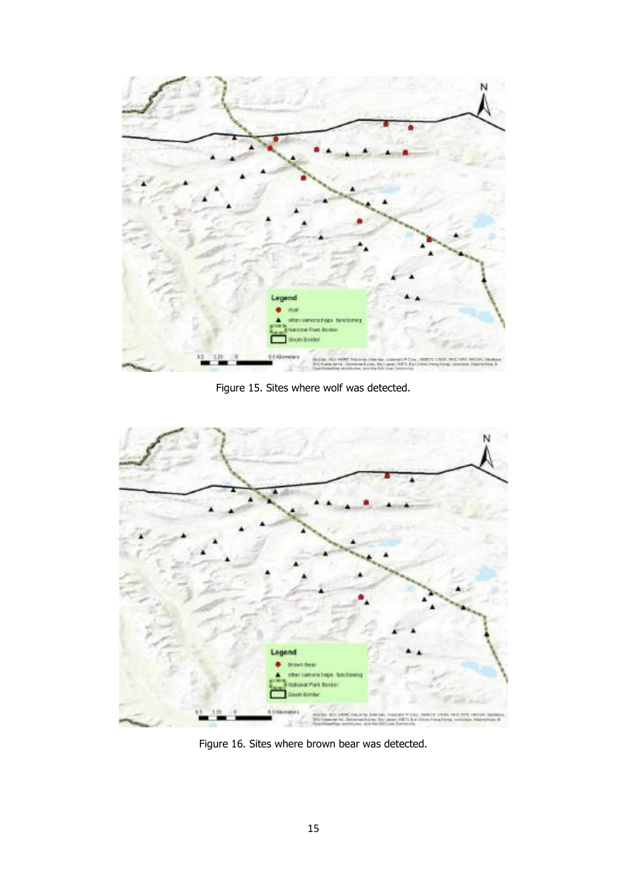Figure 15. Sites where wolf was detected.

Figure 16. Sites where brown bear was detected.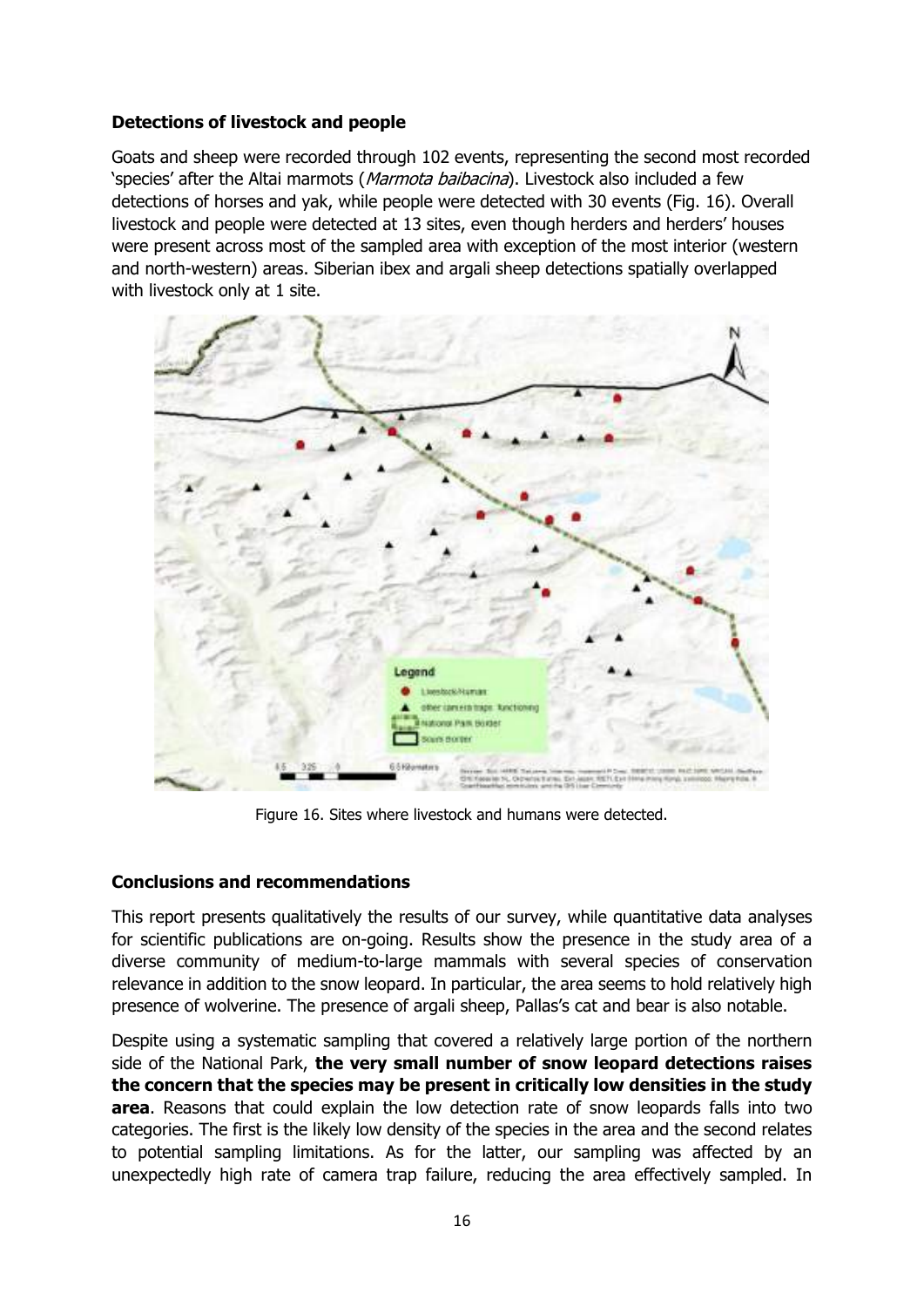**Detections of livestock and people**

Goats and sheep were recorded through 102 events, representing the second most recorded 'species' after the Altai marmots (*Marmota baibacina*). Livestock also included a few detections of horses and yak, while people were detected with 30 events (Fig. 16). Overall livestock and people were detected at 13 sites, even though herders and herders' houses were present across most of the sampled area with exception of the most interior (western and north-western) areas. Siberian ibex and argali sheep detections spatially overlapped with livestock only at 1 site.

Figure 16. Sites where livestock and humans were detected.

**Conclusions and recommendations**

This report presents qualitatively the results of our survey, while quantitative data analyses for scientific publications are on-going. Results show the presence in the study area of a diverse community of medium-to-large mammals with several species of conservation relevance in addition to the snow leopard. In particular, the area seems to hold relatively high presence of wolverine. The presence of argali sheep, Pallas's cat and bear is also notable.

Despite using a systematic sampling that covered a relatively large portion of the northern side of the National Park, **the very small number of snow leopard detections raises the concern that the species may be present in critically low densities in the study area**. Reasons that could explain the low detection rate of snow leopards falls into two categories. The first is the likely low density of the species in the area and the second relates to potential sampling limitations. As for the latter, our sampling was affected by an unexpectedly high rate of camera trap failure, reducing the area effectively sampled. In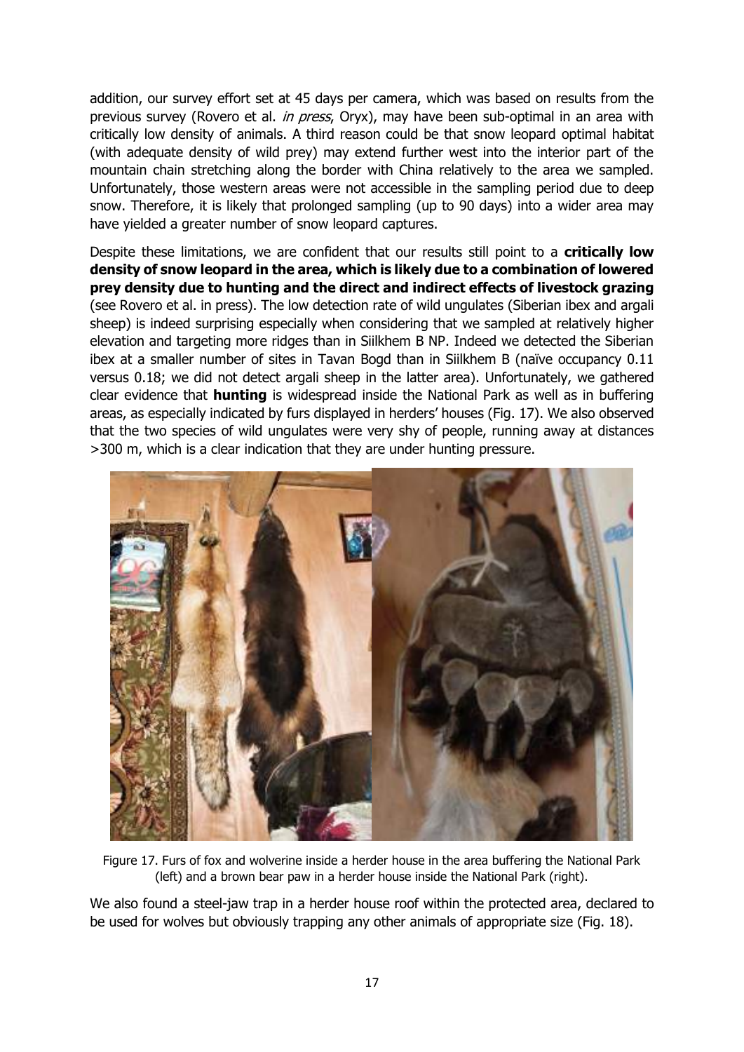addition, our survey effort set at 45 days per camera, which was based on results from the previous survey (Rovero et al. *in press*, Oryx), may have been sub-optimal in an area with critically low density of animals. A third reason could be that snow leopard optimal habitat (with adequate density of wild prey) may extend further west into the interior part of the mountain chain stretching along the border with China relatively to the area we sampled. Unfortunately, those western areas were not accessible in the sampling period due to deep snow. Therefore, it is likely that prolonged sampling (up to 90 days) into a wider area may have yielded a greater number of snow leopard captures.

Despite these limitations, we are confident that our results still point to a **critically low density of snow leopard in the area, which is likely due to a combination of lowered prey density due to hunting and the direct and indirect effects of livestock grazing** (see Rovero et al. in press). The low detection rate of wild ungulates (Siberian ibex and argali sheep) is indeed surprising especially when considering that we sampled at relatively higher elevation and targeting more ridges than in Siilkhem B NP. Indeed we detected the Siberian ibex at a smaller number of sites in Tavan Bogd than in Siilkhem B (naïve occupancy 0.11 versus 0.18; we did not detect argali sheep in the latter area). Unfortunately, we gathered clear evidence that **hunting** is widespread inside the National Park as well as in buffering areas, as especially indicated by furs displayed in herders' houses (Fig. 17). We also observed that the two species of wild ungulates were very shy of people, running away at distances >300 m, which is a clear indication that they are under hunting pressure.

Figure 17. Furs of fox and wolverine inside a herder house in the area buffering the National Park (left) and a brown bear paw in a herder house inside the National Park (right).

We also found a steel-jaw trap in a herder house roof within the protected area, declared to be used for wolves but obviously trapping any other animals of appropriate size (Fig. 18).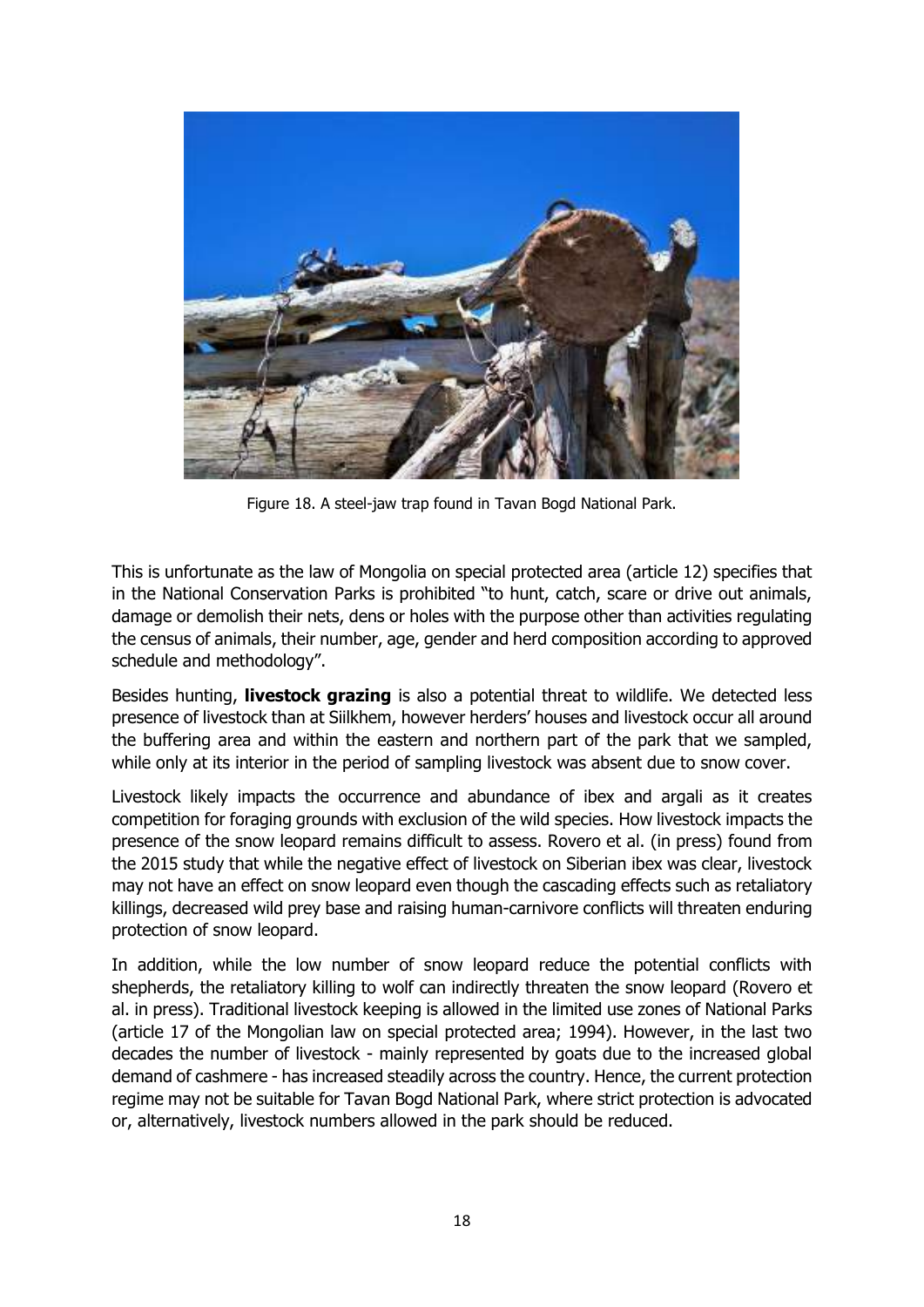Figure 18. A steel-jaw trap found in Tavan Bogd National Park.

This is unfortunate as the law of Mongolia on special protected area (article 12) specifies that in the National Conservation Parks is prohibited "to hunt, catch, scare or drive out animals, damage or demolish their nets, dens or holes with the purpose other than activities regulating the census of animals, their number, age, gender and herd composition according to approved schedule and methodology".

Besides hunting, **livestock grazing** is also a potential threat to wildlife. We detected less presence of livestock than at Siilkhem, however herders' houses and livestock occur all around the buffering area and within the eastern and northern part of the park that we sampled, while only at its interior in the period of sampling livestock was absent due to snow cover.

Livestock likely impacts the occurrence and abundance of ibex and argali as it creates competition for foraging grounds with exclusion of the wild species. How livestock impacts the presence of the snow leopard remains difficult to assess. Rovero et al. (in press) found from the 2015 study that while the negative effect of livestock on Siberian ibex was clear, livestock may not have an effect on snow leopard even though the cascading effects such as retaliatory killings, decreased wild prey base and raising human-carnivore conflicts will threaten enduring protection of snow leopard.

In addition, while the low number of snow leopard reduce the potential conflicts with shepherds, the retaliatory killing to wolf can indirectly threaten the snow leopard (Rovero et al. in press). Traditional livestock keeping is allowed in the limited use zones of National Parks (article 17 of the Mongolian law on special protected area; 1994). However, in the last two decades the number of livestock - mainly represented by goats due to the increased global demand of cashmere - has increased steadily across the country. Hence, the current protection regime may not be suitable for Tavan Bogd National Park, where strict protection is advocated or, alternatively, livestock numbers allowed in the park should be reduced.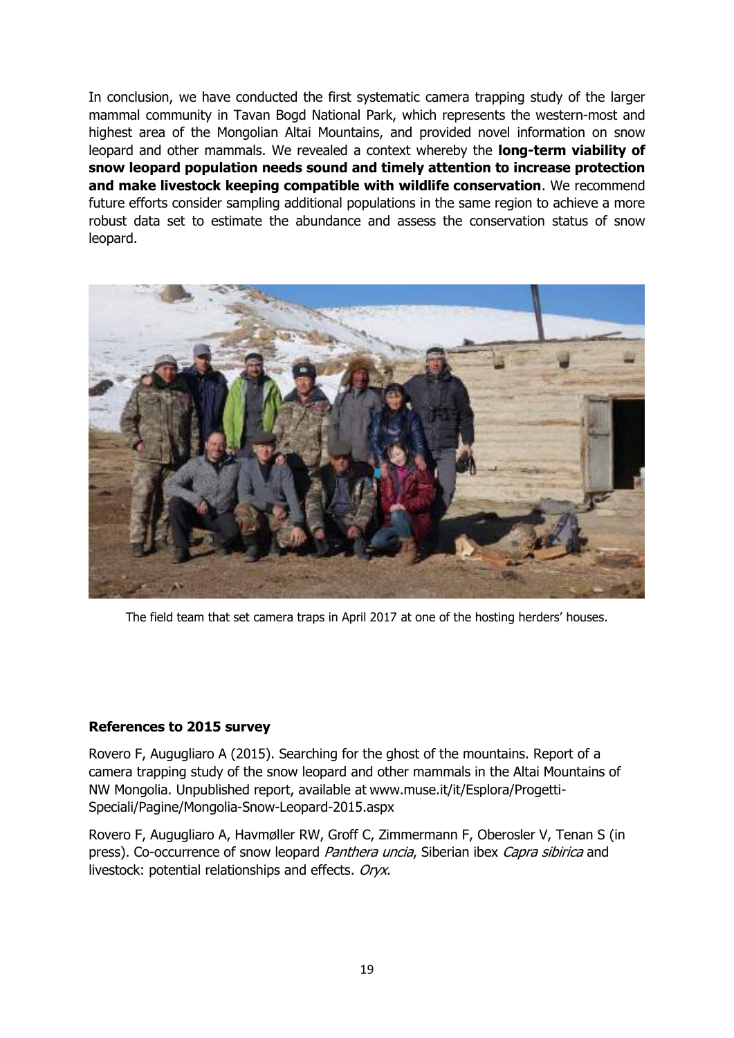In conclusion, we have conducted the first systematic camera trapping study of the larger mammal community in Tavan Bogd National Park, which represents the western-most and highest area of the Mongolian Altai Mountains, and provided novel information on snow leopard and other mammals. We revealed a context whereby the **long-term viability of snow leopard population needs sound and timely attention to increase protection and make livestock keeping compatible with wildlife conservation**. We recommend future efforts consider sampling additional populations in the same region to achieve a more robust data set to estimate the abundance and assess the conservation status of snow leopard.

The field team that set camera traps in April 2017 at one of the hosting herders' houses.

**References to 2015 survey**

Rovero F, Augugliaro A (2015). Searching for the ghost of the mountains. Report of a camera trapping study of the snow leopard and other mammals in the Altai Mountains of NW Mongolia. Unpublished report, available at www.muse.it/it/Esplora/Progetti-Speciali/Pagine/Mongolia-Snow-Leopard-2015.aspx

Rovero F, Augugliaro A, Havmøller RW, Groff C, Zimmermann F, Oberosler V, Tenan S (in press). Co-occurrence of snow leopard *Panthera uncia*, Siberian ibex *Capra sibirica* and livestock: potential relationships and effects. *Oryx*.